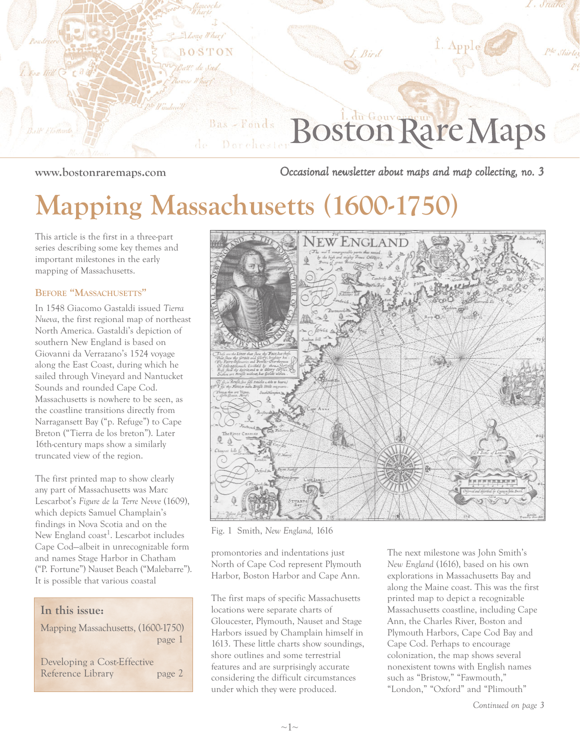# Boston Rare Maps

www.bostonraremaps.com

*Occasional newsletter about maps and map collecting, no. 3*

# Mapping Massachusetts (1600-1750)

This article is the first in a three-part series describing some key themes and important milestones in the early mapping of Massachusetts.

### Before "Massachusetts"

In 1548 Giacomo Gastaldi issued *Tierra Nueva*, the first regional map of northeast North America. Gastaldi's depiction of southern New England is based on Giovanni da Verrazano's 1524 voyage along the East Coast, during which he sailed through Vineyard and Nantucket Sounds and rounded Cape Cod. Massachusetts is nowhere to be seen, as the coastline transitions directly from Narragansett Bay ("p. Refuge") to Cape Breton ("Tierra de los breton"). Later 16th-century maps show a similarly truncated view of the region.

The first printed map to show clearly any part of Massachusetts was Marc Lescarbot's *Figure de la Terre Neuve* (1609), which depicts Samuel Champlain's findings in Nova Scotia and on the New England coast[1]. Lescarbot includes Cape Cod—albeit in unrecognizable form and names Stage Harbor in Chatham ("P. Fortune") Nauset Beach ("Malebarre"). It is possible that various coastal promontories and indentations just North of Cape Cod represent Plymouth Harbor, Boston Harbor and Cape Ann.

The first maps of specific Massachusetts locations were separate charts of Gloucester, Plymouth, Nauset and Stage Harbors issued by Champlain himself in 1613. These little charts show soundings, shore outlines and some terrestrial features and are surprisingly accurate considering the difficult circumstances under which they were produced.

Fig. 1 Smith, *New England,* 1616

The next milestone was John Smith's *New England* (1616), based on his own explorations in Massachusetts Bay and along the Maine coast. This was the first printed map to depict a recognizable Massachusetts coastline, including Cape Ann, the Charles River, Boston and Plymouth Harbors, Cape Cod Bay and Cape Cod. Perhaps to encourage colonization, the map shows several nonexistent towns with English names such as "Bristow," "Fawmouth," "London," "Oxford" and "Plimouth"

*Continued on page 3*

**In this issue:**

Mapping Massachusetts, (1600-1750) — page 1

Developing a Cost-Effective Reference Library — page 2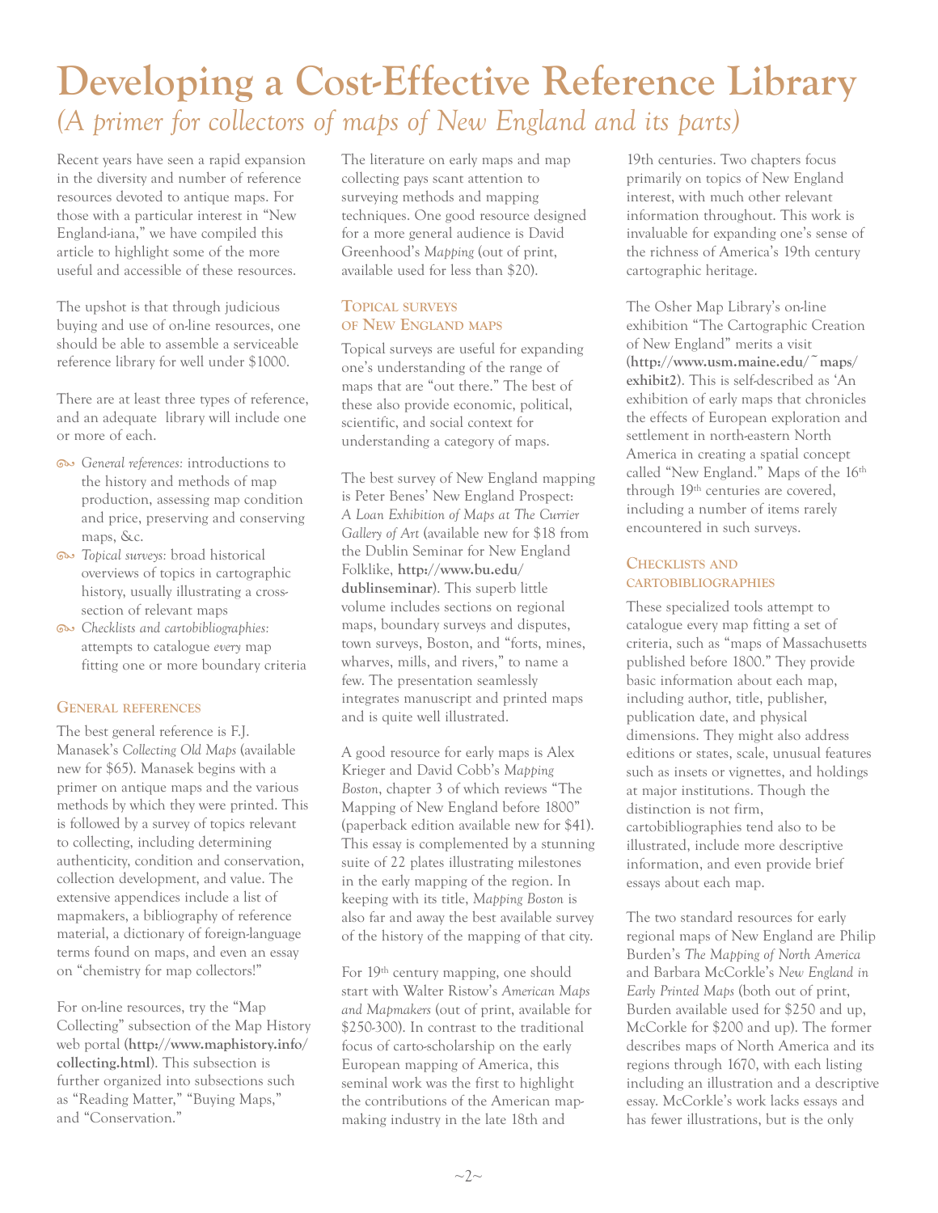# Developing a Cost-Effective Reference Library

## *(A primer for collectors of maps of New England and its parts)*

Recent years have seen a rapid expansion in the diversity and number of reference resources devoted to antique maps. For those with a particular interest in "New England-iana," we have compiled this article to highlight some of the more useful and accessible of these resources.

The upshot is that through judicious buying and use of on-line resources, one should be able to assemble a serviceable reference library for well under $1000.

There are at least three types of reference, and an adequate library will include one or more of each.

- *General references:* introductions to the history and methods of map production, assessing map condition and price, preserving and conserving maps, &c.
- *Topical surveys:* broad historical overviews of topics in cartographic history, usually illustrating a cross-section of relevant maps
- *Checklists and cartobibliographies:* attempts to catalogue *every* map fitting one or more boundary criteria

### General references

The best general reference is F.J. Manasek's *Collecting Old Maps* (available new for $65). Manasek begins with a primer on antique maps and the various methods by which they were printed. This is followed by a survey of topics relevant to collecting, including determining authenticity, condition and conservation, collection development, and value. The extensive appendices include a list of mapmakers, a bibliography of reference material, a dictionary of foreign-language terms found on maps, and even an essay on "chemistry for map collectors!"

For on-line resources, try the "Map Collecting" subsection of the Map History web portal (**http://www.maphistory.info/collecting.html**). This subsection is further organized into subsections such as "Reading Matter," "Buying Maps," and "Conservation."

The literature on early maps and map collecting pays scant attention to surveying methods and mapping techniques. One good resource designed for a more general audience is David Greenhood's *Mapping* (out of print, available used for less than $20).

### Topical surveys of New England maps

Topical surveys are useful for expanding one's understanding of the range of maps that are "out there." The best of these also provide economic, political, scientific, and social context for understanding a category of maps.

The best survey of New England mapping is Peter Benes' New England Prospect: *A Loan Exhibition of Maps at The Currier Gallery of Art* (available new for $18 from the Dublin Seminar for New England Folklike, **http://www.bu.edu/dublinseminar**). This superb little volume includes sections on regional maps, boundary surveys and disputes, town surveys, Boston, and "forts, mines, wharves, mills, and rivers," to name a few. The presentation seamlessly integrates manuscript and printed maps and is quite well illustrated.

A good resource for early maps is Alex Krieger and David Cobb's *Mapping Boston*, chapter 3 of which reviews "The Mapping of New England before 1800" (paperback edition available new for $41). This essay is complemented by a stunning suite of 22 plates illustrating milestones in the early mapping of the region. In keeping with its title, *Mapping Boston* is also far and away the best available survey of the history of the mapping of that city.

For 19th century mapping, one should start with Walter Ristow's *American Maps and Mapmakers* (out of print, available for $250-300). In contrast to the traditional focus of carto-scholarship on the early European mapping of America, this seminal work was the first to highlight the contributions of the American map-making industry in the late 18th and 19th centuries. Two chapters focus primarily on topics of New England interest, with much other relevant information throughout. This work is invaluable for expanding one's sense of the richness of America's 19th century cartographic heritage.

The Osher Map Library's on-line exhibition "The Cartographic Creation of New England" merits a visit (**http://www.usm.maine.edu/~maps/exhibit2**). This is self-described as 'An exhibition of early maps that chronicles the effects of European exploration and settlement in north-eastern North America in creating a spatial concept called "New England." Maps of the 16th through 19th centuries are covered, including a number of items rarely encountered in such surveys.

### Checklists and cartobibliographies

These specialized tools attempt to catalogue every map fitting a set of criteria, such as "maps of Massachusetts published before 1800." They provide basic information about each map, including author, title, publisher, publication date, and physical dimensions. They might also address editions or states, scale, unusual features such as insets or vignettes, and holdings at major institutions. Though the distinction is not firm, cartobibliographies tend also to be illustrated, include more descriptive information, and even provide brief essays about each map.

The two standard resources for early regional maps of New England are Philip Burden's *The Mapping of North America* and Barbara McCorkle's *New England in Early Printed Maps* (both out of print, Burden available used for $250 and up, McCorkle for $200 and up). The former describes maps of North America and its regions through 1670, with each listing including an illustration and a descriptive essay. McCorkle's work lacks essays and has fewer illustrations, but is the only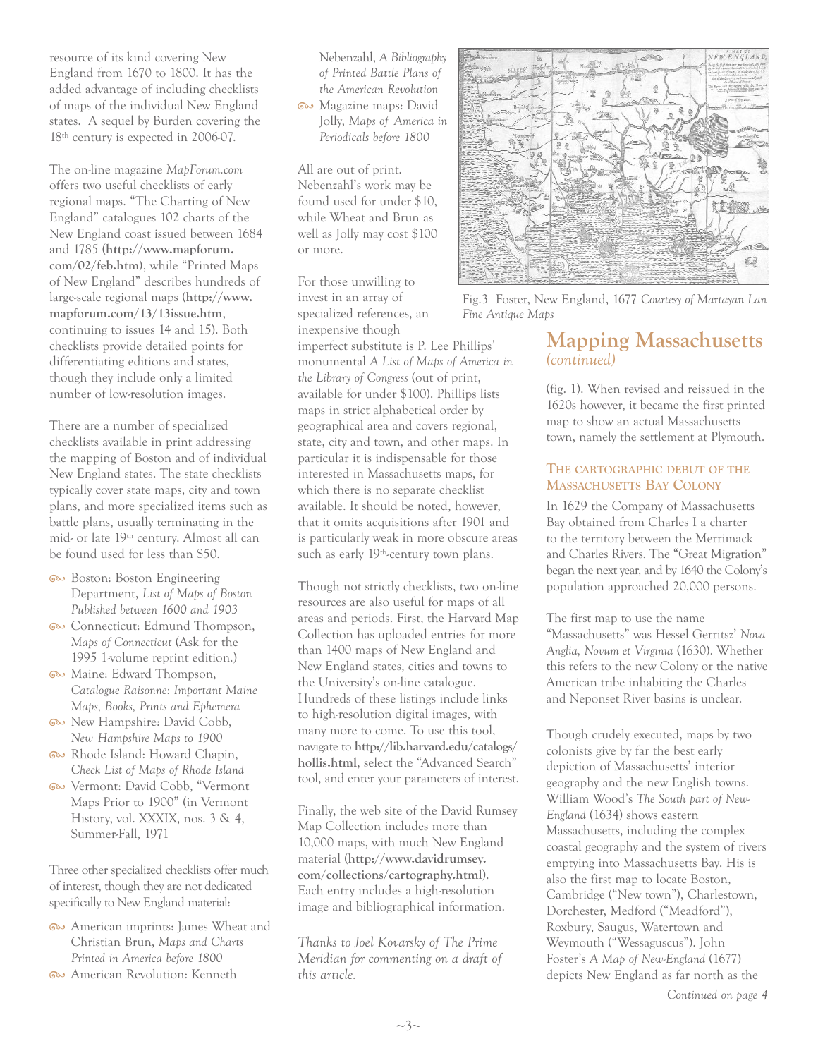resource of its kind covering New England from 1670 to 1800. It has the added advantage of including checklists of maps of the individual New England states. A sequel by Burden covering the 18th century is expected in 2006-07.

The on-line magazine *MapForum.com* offers two useful checklists of early regional maps. "The Charting of New England" catalogues 102 charts of the New England coast issued between 1684 and 1785 (**http://www.mapforum.com/02/feb.htm**), while "Printed Maps of New England" describes hundreds of large-scale regional maps (**http://www.mapforum.com/13/13issue.htm**, continuing to issues 14 and 15). Both checklists provide detailed points for differentiating editions and states, though they include only a limited number of low-resolution images.

There are a number of specialized checklists available in print addressing the mapping of Boston and of individual New England states. The state checklists typically cover state maps, city and town plans, and more specialized items such as battle plans, usually terminating in the mid- or late 19th century. Almost all can be found used for less than $50.

- Boston: Boston Engineering Department, *List of Maps of Boston Published between 1600 and 1903*
- Connecticut: Edmund Thompson, *Maps of Connecticut* (Ask for the 1995 1-volume reprint edition.)
- Maine: Edward Thompson, *Catalogue Raisonne: Important Maine Maps, Books, Prints and Ephemera*
- New Hampshire: David Cobb, *New Hampshire Maps to 1900*
- Rhode Island: Howard Chapin, *Check List of Maps of Rhode Island*
- Vermont: David Cobb, "Vermont Maps Prior to 1900" (in Vermont History, vol. XXXIX, nos. 3 & 4, Summer-Fall, 1971

Three other specialized checklists offer much of interest, though they are not dedicated specifically to New England material:

- American imprints: James Wheat and Christian Brun, *Maps and Charts Printed in America before 1800*
- American Revolution: Kenneth Nebenzahl, *A Bibliography of Printed Battle Plans of the American Revolution*
- Magazine maps: David Jolly, *Maps of America in Periodicals before 1800*

All are out of print. Nebenzahl's work may be found used for under $10, while Wheat and Brun as well as Jolly may cost $100 or more.

For those unwilling to invest in an array of specialized references, an inexpensive though imperfect substitute is P. Lee Phillips' monumental *A List of Maps of America in the Library of Congress* (out of print, available for under $100). Phillips lists maps in strict alphabetical order by geographical area and covers regional, state, city and town, and other maps. In particular it is indispensable for those interested in Massachusetts maps, for which there is no separate checklist available. It should be noted, however, that it omits acquisitions after 1901 and is particularly weak in more obscure areas such as early 19th-century town plans.

Though not strictly checklists, two on-line resources are also useful for maps of all areas and periods. First, the Harvard Map Collection has uploaded entries for more than 1400 maps of New England and New England states, cities and towns to the University's on-line catalogue. Hundreds of these listings include links to high-resolution digital images, with many more to come. To use this tool, navigate to **http://lib.harvard.edu/catalogs/hollis.html**, select the "Advanced Search" tool, and enter your parameters of interest.

Finally, the web site of the David Rumsey Map Collection includes more than 10,000 maps, with much New England material (**http://www.davidrumsey.com/collections/cartography.html**). Each entry includes a high-resolution image and bibliographical information.

*Thanks to Joel Kovarsky of The Prime Meridian for commenting on a draft of this article.*

Fig.3 Foster, New England, 1677 *Courtesy of Martayan Lan Fine Antique Maps*

## Mapping Massachusetts *(continued)*

(fig. 1). When revised and reissued in the 1620s however, it became the first printed map to show an actual Massachusetts town, namely the settlement at Plymouth.

### The cartographic debut of the Massachusetts Bay Colony

In 1629 the Company of Massachusetts Bay obtained from Charles I a charter to the territory between the Merrimack and Charles Rivers. The "Great Migration" began the next year, and by 1640 the Colony's population approached 20,000 persons.

The first map to use the name "Massachusetts" was Hessel Gerritsz' *Nova Anglia, Novum et Virginia* (1630). Whether this refers to the new Colony or the native American tribe inhabiting the Charles and Neponset River basins is unclear.

Though crudely executed, maps by two colonists give by far the best early depiction of Massachusetts' interior geography and the new English towns. William Wood's *The South part of New-England* (1634) shows eastern Massachusetts, including the complex coastal geography and the system of rivers emptying into Massachusetts Bay. His is also the first map to locate Boston, Cambridge ("New town"), Charlestown, Dorchester, Medford ("Meadford"), Roxbury, Saugus, Watertown and Weymouth ("Wessaguscus"). John Foster's *A Map of New-England* (1677) depicts New England as far north as the

*Continued on page 4*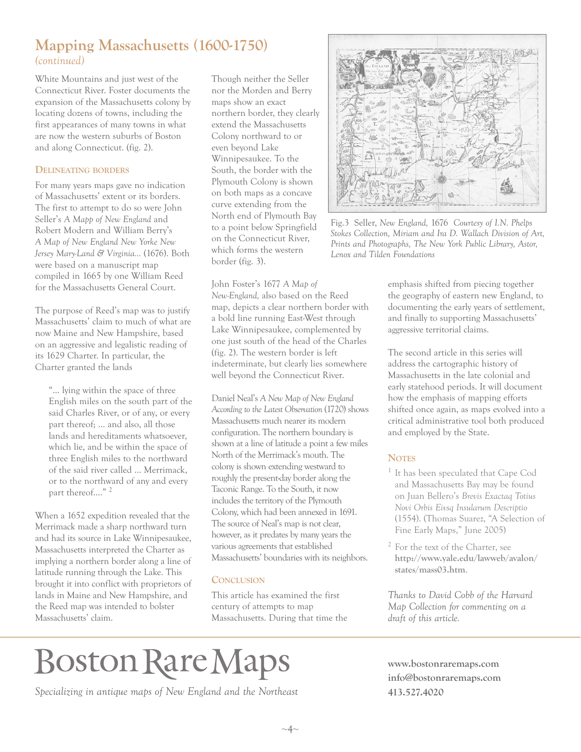## Mapping Massachusetts (1600-1750)
*(continued)*

White Mountains and just west of the Connecticut River. Foster documents the expansion of the Massachusetts colony by locating dozens of towns, including the first appearances of many towns in what are now the western suburbs of Boston and along Connecticut. (fig. 2).

### Delineating borders

For many years maps gave no indication of Massachusetts' extent or its borders. The first to attempt to do so were John Seller's *A Mapp of New England* and Robert Modern and William Berry's *A Map of New England New Yorke New Jersey Mary-Land & Virginia...* (1676). Both were based on a manuscript map compiled in 1665 by one William Reed for the Massachusetts General Court.

The purpose of Reed's map was to justify Massachusetts' claim to much of what are now Maine and New Hampshire, based on an aggressive and legalistic reading of its 1629 Charter. In particular, the Charter granted the lands

> "... lying within the space of three English miles on the south part of the said Charles River, or of any, or every part thereof; ... and also, all those lands and hereditaments whatsoever, which lie, and be within the space of three English miles to the northward of the said river called ... Merrimack, or to the northward of any and every part thereof...." [2]

When a 1652 expedition revealed that the Merrimack made a sharp northward turn and had its source in Lake Winnipesaukee, Massachusetts interpreted the Charter as implying a northern border along a line of latitude running through the Lake. This brought it into conflict with proprietors of lands in Maine and New Hampshire, and the Reed map was intended to bolster Massachusetts' claim.

Though neither the Seller nor the Morden and Berry maps show an exact northern border, they clearly extend the Massachusetts Colony northward to or even beyond Lake Winnipesaukee. To the South, the border with the Plymouth Colony is shown on both maps as a concave curve extending from the North end of Plymouth Bay to a point below Springfield on the Connecticut River, which forms the western border (fig. 3).

Fig.3 Seller, *New England,* 1676 *Courtesy of I.N. Phelps Stokes Collection, Miriam and Ira D. Wallach Division of Art, Prints and Photographs, The New York Public Library, Astor, Lenox and Tilden Foundations*

John Foster's 1677 *A Map of New-England,* also based on the Reed map, depicts a clear northern border with a bold line running East-West through Lake Winnipesaukee, complemented by one just south of the head of the Charles (fig. 2). The western border is left indeterminate, but clearly lies somewhere well beyond the Connecticut River.

Daniel Neal's *A New Map of New England According to the Latest Observation* (1720) shows Massachusetts much nearer its modern configuration. The northern boundary is shown at a line of latitude a point a few miles North of the Merrimack's mouth. The colony is shown extending westward to roughly the present-day border along the Taconic Range. To the South, it now includes the territory of the Plymouth Colony, which had been annexed in 1691. The source of Neal's map is not clear, however, as it predates by many years the various agreements that established Massachusetts' boundaries with its neighbors.

### Conclusion

This article has examined the first century of attempts to map Massachusetts. During that time the emphasis shifted from piecing together the geography of eastern new England, to documenting the early years of settlement, and finally to supporting Massachusetts' aggressive territorial claims.

The second article in this series will address the cartographic history of Massachusetts in the late colonial and early statehood periods. It will document how the emphasis of mapping efforts shifted once again, as maps evolved into a critical administrative tool both produced and employed by the State.

### Notes

[1] It has been speculated that Cape Cod and Massachusetts Bay may be found on Juan Bellero's *Brevis Exactaq Totius Novi Orbis Eivsq Insularum Descriptio* (1554). (Thomas Suarez, "A Selection of Fine Early Maps," June 2005)

[2] For the text of the Charter, see **http://www.yale.edu/lawweb/avalon/states/mass03.htm**.

*Thanks to David Cobb of the Harvard Map Collection for commenting on a draft of this article.*

# Boston Rare Maps

*Specializing in antique maps of New England and the Northeast*

**www.bostonraremaps.com**
**info@bostonraremaps.com**
**413.527.4020**